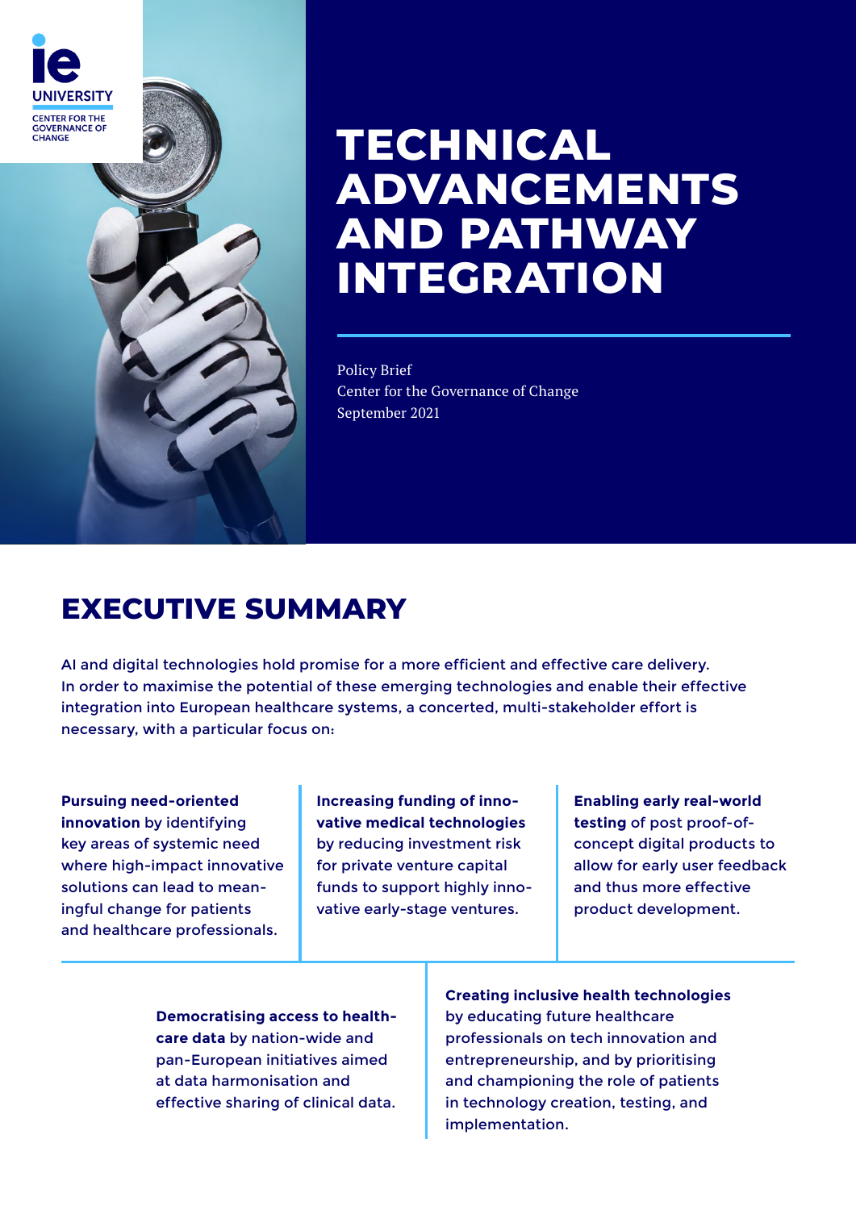IE UNIVERSITY
CENTER FOR THE GOVERNANCE OF CHANGE

# TECHNICAL ADVANCEMENTS AND PATHWAY INTEGRATION

Policy Brief
Center for the Governance of Change
September 2021

## EXECUTIVE SUMMARY

AI and digital technologies hold promise for a more efficient and effective care delivery. In order to maximise the potential of these emerging technologies and enable their effective integration into European healthcare systems, a concerted, multi-stakeholder effort is necessary, with a particular focus on:

**Pursuing need-oriented innovation** by identifying key areas of systemic need where high-impact innovative solutions can lead to meaningful change for patients and healthcare professionals.

**Increasing funding of innovative medical technologies** by reducing investment risk for private venture capital funds to support highly innovative early-stage ventures.

**Enabling early real-world testing** of post proof-of-concept digital products to allow for early user feedback and thus more effective product development.

**Democratising access to healthcare data** by nation-wide and pan-European initiatives aimed at data harmonisation and effective sharing of clinical data.

**Creating inclusive health technologies** by educating future healthcare professionals on tech innovation and entrepreneurship, and by prioritising and championing the role of patients in technology creation, testing, and implementation.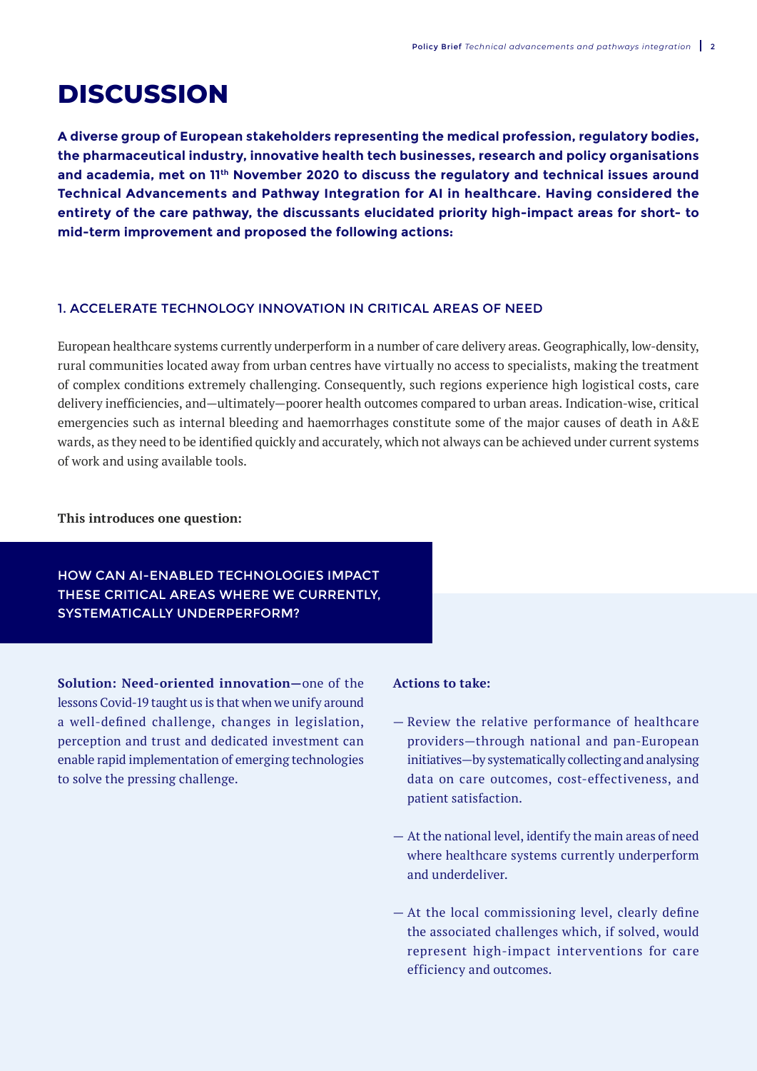# DISCUSSION

**A diverse group of European stakeholders representing the medical profession, regulatory bodies, the pharmaceutical industry, innovative health tech businesses, research and policy organisations and academia, met on 11th November 2020 to discuss the regulatory and technical issues around Technical Advancements and Pathway Integration for AI in healthcare. Having considered the entirety of the care pathway, the discussants elucidated priority high-impact areas for short- to mid-term improvement and proposed the following actions:**

### 1. ACCELERATE TECHNOLOGY INNOVATION IN CRITICAL AREAS OF NEED

European healthcare systems currently underperform in a number of care delivery areas. Geographically, low-density, rural communities located away from urban centres have virtually no access to specialists, making the treatment of complex conditions extremely challenging. Consequently, such regions experience high logistical costs, care delivery inefficiencies, and—ultimately—poorer health outcomes compared to urban areas. Indication-wise, critical emergencies such as internal bleeding and haemorrhages constitute some of the major causes of death in A&E wards, as they need to be identified quickly and accurately, which not always can be achieved under current systems of work and using available tools.

**This introduces one question:**

HOW CAN AI-ENABLED TECHNOLOGIES IMPACT THESE CRITICAL AREAS WHERE WE CURRENTLY, SYSTEMATICALLY UNDERPERFORM?

**Solution: Need-oriented innovation—**one of the lessons Covid-19 taught us is that when we unify around a well-defined challenge, changes in legislation, perception and trust and dedicated investment can enable rapid implementation of emerging technologies to solve the pressing challenge.

**Actions to take:**

— Review the relative performance of healthcare providers—through national and pan-European initiatives—by systematically collecting and analysing data on care outcomes, cost-effectiveness, and patient satisfaction.

— At the national level, identify the main areas of need where healthcare systems currently underperform and underdeliver.

— At the local commissioning level, clearly define the associated challenges which, if solved, would represent high-impact interventions for care efficiency and outcomes.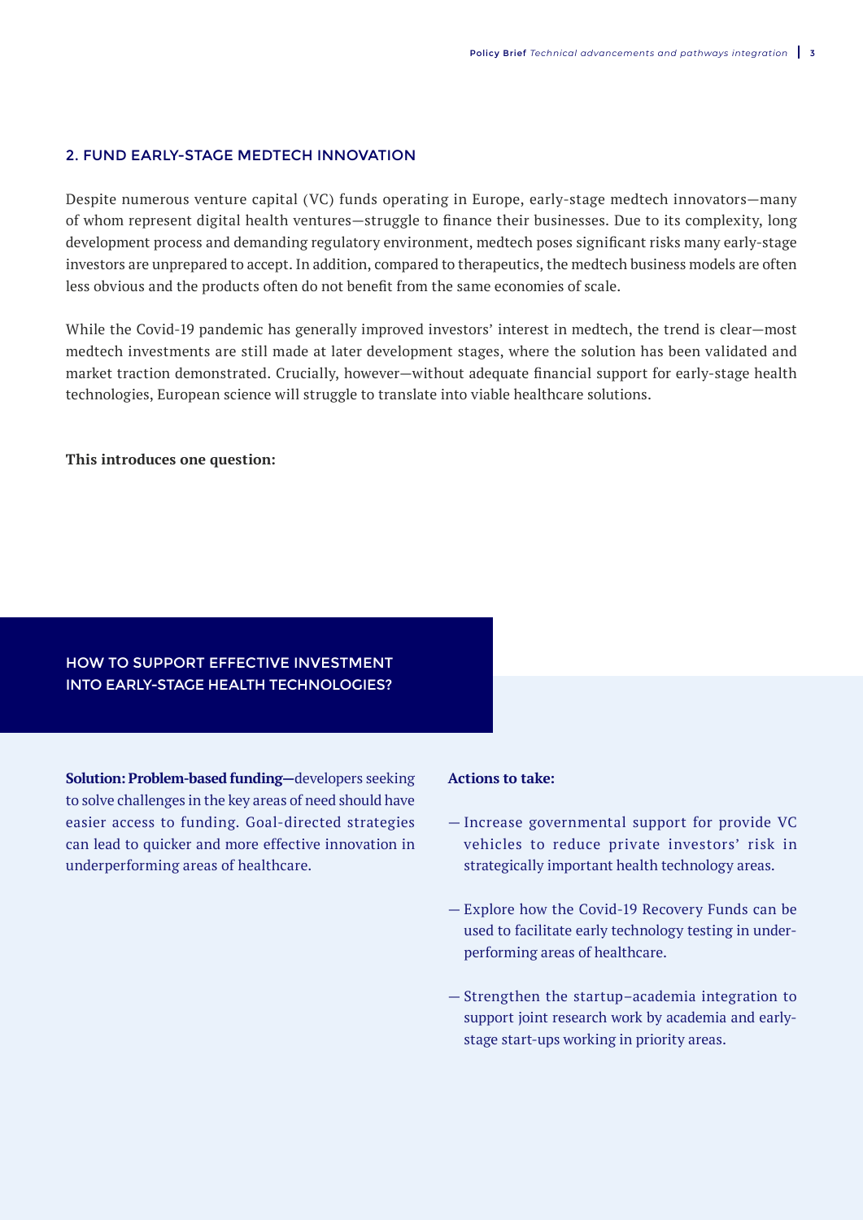## 2. FUND EARLY-STAGE MEDTECH INNOVATION

Despite numerous venture capital (VC) funds operating in Europe, early-stage medtech innovators—many of whom represent digital health ventures—struggle to finance their businesses. Due to its complexity, long development process and demanding regulatory environment, medtech poses significant risks many early-stage investors are unprepared to accept. In addition, compared to therapeutics, the medtech business models are often less obvious and the products often do not benefit from the same economies of scale.

While the Covid-19 pandemic has generally improved investors' interest in medtech, the trend is clear—most medtech investments are still made at later development stages, where the solution has been validated and market traction demonstrated. Crucially, however—without adequate financial support for early-stage health technologies, European science will struggle to translate into viable healthcare solutions.

**This introduces one question:**

### HOW TO SUPPORT EFFECTIVE INVESTMENT INTO EARLY-STAGE HEALTH TECHNOLOGIES?

**Solution: Problem-based funding—**developers seeking to solve challenges in the key areas of need should have easier access to funding. Goal-directed strategies can lead to quicker and more effective innovation in underperforming areas of healthcare.

**Actions to take:**

- Increase governmental support for provide VC vehicles to reduce private investors' risk in strategically important health technology areas.
- Explore how the Covid-19 Recovery Funds can be used to facilitate early technology testing in underperforming areas of healthcare.
- Strengthen the startup–academia integration to support joint research work by academia and early-stage start-ups working in priority areas.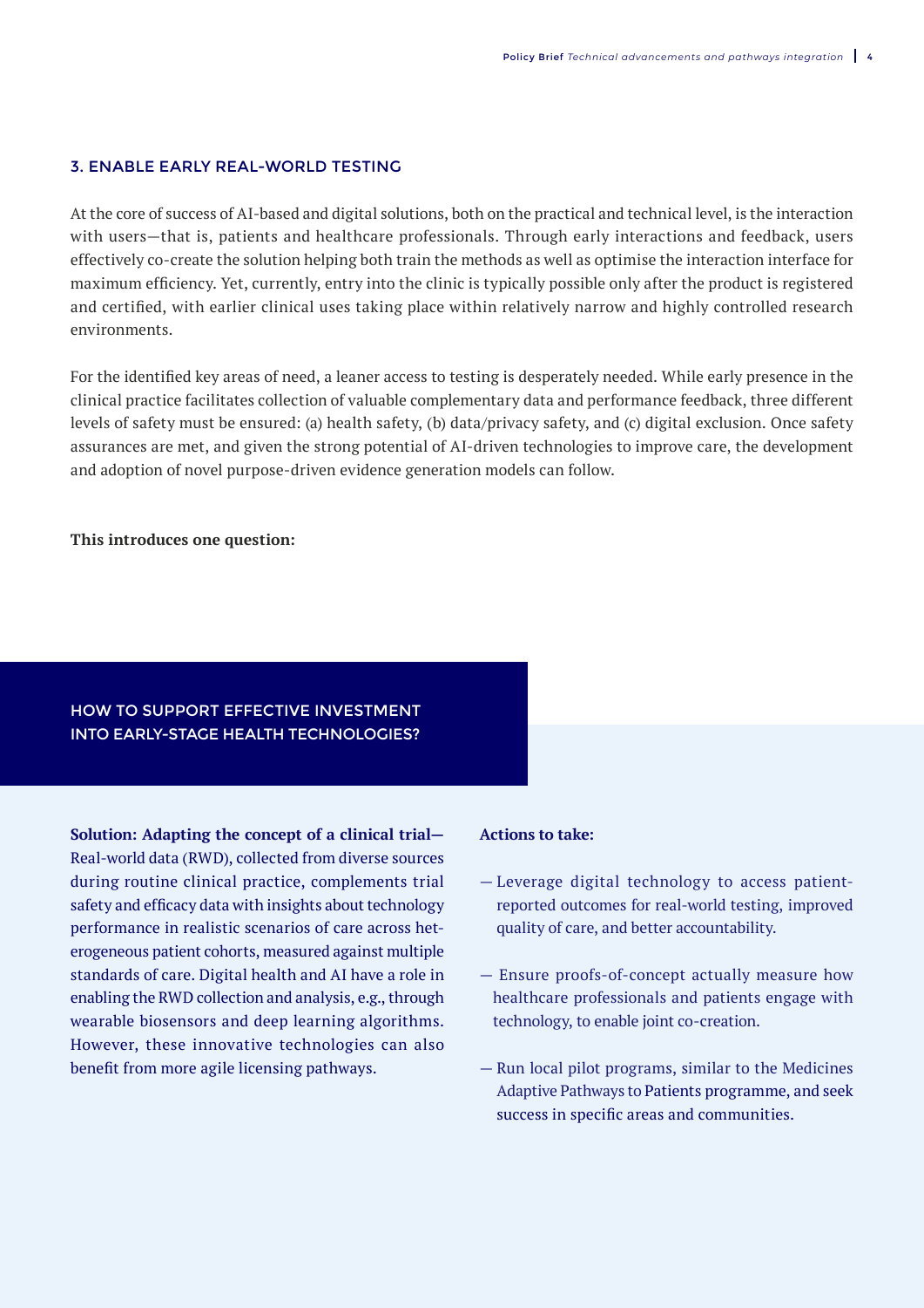### 3. ENABLE EARLY REAL-WORLD TESTING

At the core of success of AI-based and digital solutions, both on the practical and technical level, is the interaction with users—that is, patients and healthcare professionals. Through early interactions and feedback, users effectively co-create the solution helping both train the methods as well as optimise the interaction interface for maximum efficiency. Yet, currently, entry into the clinic is typically possible only after the product is registered and certified, with earlier clinical uses taking place within relatively narrow and highly controlled research environments.

For the identified key areas of need, a leaner access to testing is desperately needed. While early presence in the clinical practice facilitates collection of valuable complementary data and performance feedback, three different levels of safety must be ensured: (a) health safety, (b) data/privacy safety, and (c) digital exclusion. Once safety assurances are met, and given the strong potential of AI-driven technologies to improve care, the development and adoption of novel purpose-driven evidence generation models can follow.

**This introduces one question:**

#### HOW TO SUPPORT EFFECTIVE INVESTMENT INTO EARLY-STAGE HEALTH TECHNOLOGIES?

**Solution: Adapting the concept of a clinical trial—** Real-world data (RWD), collected from diverse sources during routine clinical practice, complements trial safety and efficacy data with insights about technology performance in realistic scenarios of care across heterogeneous patient cohorts, measured against multiple standards of care. Digital health and AI have a role in enabling the RWD collection and analysis, e.g., through wearable biosensors and deep learning algorithms. However, these innovative technologies can also benefit from more agile licensing pathways.

**Actions to take:**

- Leverage digital technology to access patient-reported outcomes for real-world testing, improved quality of care, and better accountability.
- Ensure proofs-of-concept actually measure how healthcare professionals and patients engage with technology, to enable joint co-creation.
- Run local pilot programs, similar to the Medicines Adaptive Pathways to Patients programme, and seek success in specific areas and communities.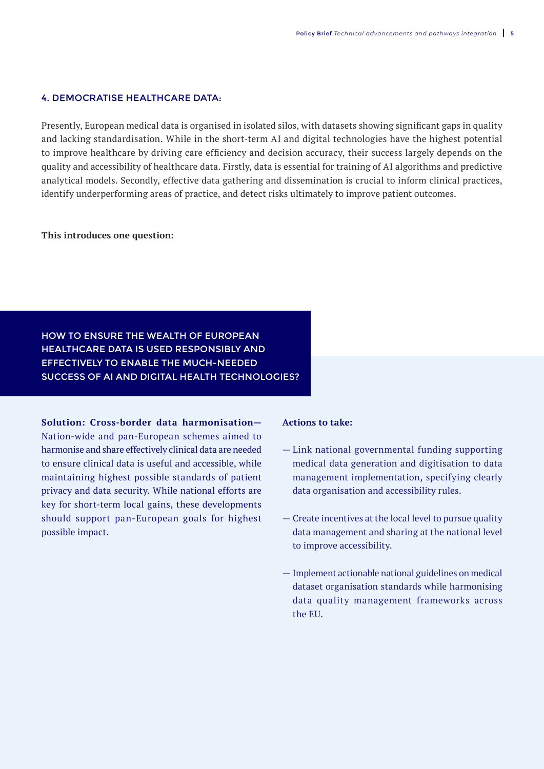### 4. DEMOCRATISE HEALTHCARE DATA:

Presently, European medical data is organised in isolated silos, with datasets showing significant gaps in quality and lacking standardisation. While in the short-term AI and digital technologies have the highest potential to improve healthcare by driving care efficiency and decision accuracy, their success largely depends on the quality and accessibility of healthcare data. Firstly, data is essential for training of AI algorithms and predictive analytical models. Secondly, effective data gathering and dissemination is crucial to inform clinical practices, identify underperforming areas of practice, and detect risks ultimately to improve patient outcomes.

**This introduces one question:**

**HOW TO ENSURE THE WEALTH OF EUROPEAN HEALTHCARE DATA IS USED RESPONSIBLY AND EFFECTIVELY TO ENABLE THE MUCH-NEEDED SUCCESS OF AI AND DIGITAL HEALTH TECHNOLOGIES?**

**Solution: Cross-border data harmonisation—** Nation-wide and pan-European schemes aimed to harmonise and share effectively clinical data are needed to ensure clinical data is useful and accessible, while maintaining highest possible standards of patient privacy and data security. While national efforts are key for short-term local gains, these developments should support pan-European goals for highest possible impact.

**Actions to take:**

- Link national governmental funding supporting medical data generation and digitisation to data management implementation, specifying clearly data organisation and accessibility rules.
- Create incentives at the local level to pursue quality data management and sharing at the national level to improve accessibility.
- Implement actionable national guidelines on medical dataset organisation standards while harmonising data quality management frameworks across the EU.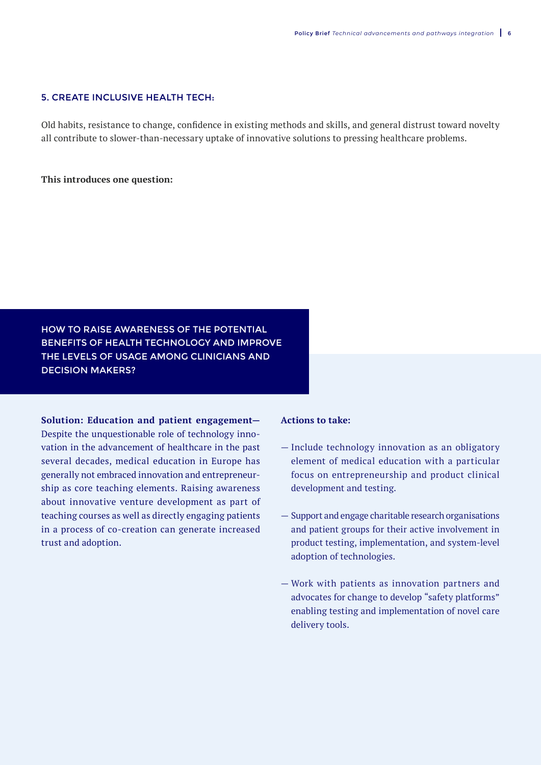## 5. CREATE INCLUSIVE HEALTH TECH:

Old habits, resistance to change, confidence in existing methods and skills, and general distrust toward novelty all contribute to slower-than-necessary uptake of innovative solutions to pressing healthcare problems.

**This introduces one question:**

### HOW TO RAISE AWARENESS OF THE POTENTIAL BENEFITS OF HEALTH TECHNOLOGY AND IMPROVE THE LEVELS OF USAGE AMONG CLINICIANS AND DECISION MAKERS?

**Solution: Education and patient engagement—** Despite the unquestionable role of technology innovation in the advancement of healthcare in the past several decades, medical education in Europe has generally not embraced innovation and entrepreneurship as core teaching elements. Raising awareness about innovative venture development as part of teaching courses as well as directly engaging patients in a process of co-creation can generate increased trust and adoption.

**Actions to take:**

- Include technology innovation as an obligatory element of medical education with a particular focus on entrepreneurship and product clinical development and testing.
- Support and engage charitable research organisations and patient groups for their active involvement in product testing, implementation, and system-level adoption of technologies.
- Work with patients as innovation partners and advocates for change to develop "safety platforms" enabling testing and implementation of novel care delivery tools.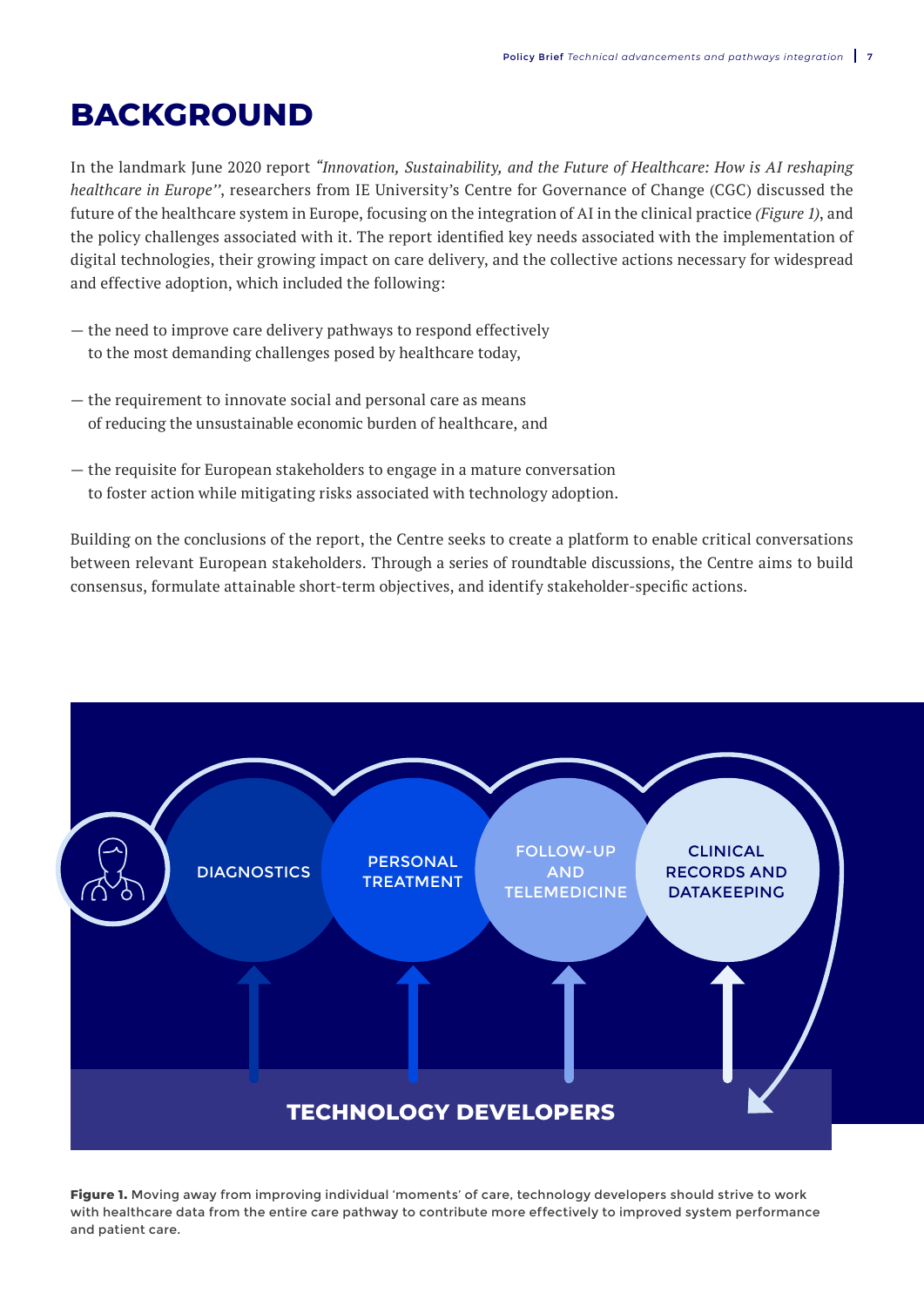# BACKGROUND

In the landmark June 2020 report *"Innovation, Sustainability, and the Future of Healthcare: How is AI reshaping healthcare in Europe"*, researchers from IE University's Centre for Governance of Change (CGC) discussed the future of the healthcare system in Europe, focusing on the integration of AI in the clinical practice *(Figure 1)*, and the policy challenges associated with it. The report identified key needs associated with the implementation of digital technologies, their growing impact on care delivery, and the collective actions necessary for widespread and effective adoption, which included the following:

— the need to improve care delivery pathways to respond effectively to the most demanding challenges posed by healthcare today,

— the requirement to innovate social and personal care as means of reducing the unsustainable economic burden of healthcare, and

— the requisite for European stakeholders to engage in a mature conversation to foster action while mitigating risks associated with technology adoption.

Building on the conclusions of the report, the Centre seeks to create a platform to enable critical conversations between relevant European stakeholders. Through a series of roundtable discussions, the Centre aims to build consensus, formulate attainable short-term objectives, and identify stakeholder-specific actions.

DIAGNOSTICS — PERSONAL TREATMENT — FOLLOW-UP AND TELEMEDICINE — CLINICAL RECORDS AND DATAKEEPING

TECHNOLOGY DEVELOPERS

**Figure 1.** Moving away from improving individual 'moments' of care, technology developers should strive to work with healthcare data from the entire care pathway to contribute more effectively to improved system performance and patient care.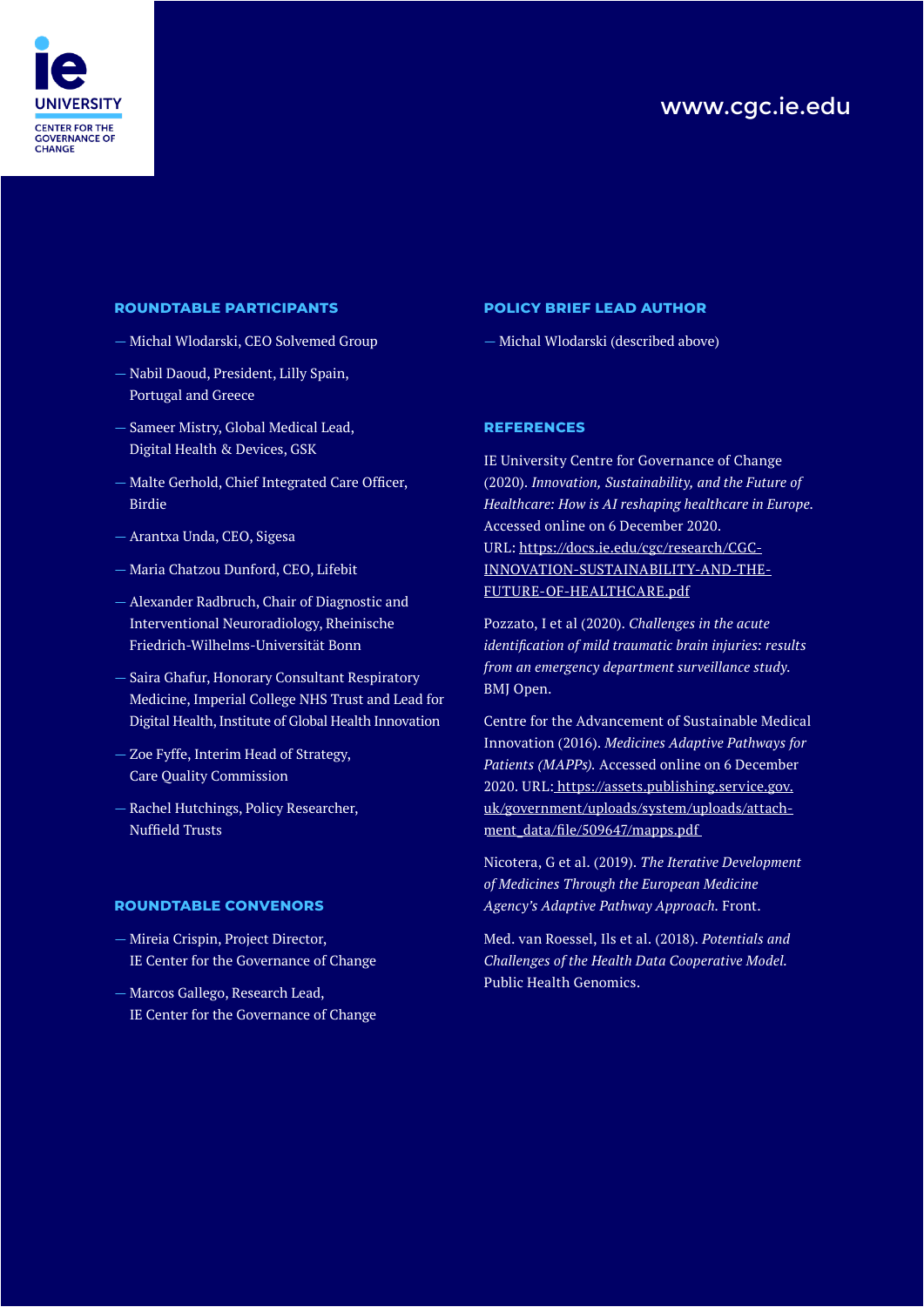## ROUNDTABLE PARTICIPANTS

- Michal Wlodarski, CEO Solvemed Group
- Nabil Daoud, President, Lilly Spain, Portugal and Greece
- Sameer Mistry, Global Medical Lead, Digital Health & Devices, GSK
- Malte Gerhold, Chief Integrated Care Officer, Birdie
- Arantxa Unda, CEO, Sigesa
- Maria Chatzou Dunford, CEO, Lifebit
- Alexander Radbruch, Chair of Diagnostic and Interventional Neuroradiology, Rheinische Friedrich-Wilhelms-Universität Bonn
- Saira Ghafur, Honorary Consultant Respiratory Medicine, Imperial College NHS Trust and Lead for Digital Health, Institute of Global Health Innovation
- Zoe Fyffe, Interim Head of Strategy, Care Quality Commission
- Rachel Hutchings, Policy Researcher, Nuffield Trusts

## ROUNDTABLE CONVENORS

- Mireia Crispin, Project Director, IE Center for the Governance of Change
- Marcos Gallego, Research Lead, IE Center for the Governance of Change

## POLICY BRIEF LEAD AUTHOR

- Michal Wlodarski (described above)

## REFERENCES

IE University Centre for Governance of Change (2020). *Innovation, Sustainability, and the Future of Healthcare: How is AI reshaping healthcare in Europe.* Accessed online on 6 December 2020. URL: https://docs.ie.edu/cgc/research/CGC-INNOVATION-SUSTAINABILITY-AND-THE-FUTURE-OF-HEALTHCARE.pdf

Pozzato, I et al (2020). *Challenges in the acute identification of mild traumatic brain injuries: results from an emergency department surveillance study.* BMJ Open.

Centre for the Advancement of Sustainable Medical Innovation (2016). *Medicines Adaptive Pathways for Patients (MAPPs).* Accessed online on 6 December 2020. URL: https://assets.publishing.service.gov.uk/government/uploads/system/uploads/attachment_data/file/509647/mapps.pdf

Nicotera, G et al. (2019). *The Iterative Development of Medicines Through the European Medicine Agency's Adaptive Pathway Approach.* Front.

Med. van Roessel, Ils et al. (2018). *Potentials and Challenges of the Health Data Cooperative Model.* Public Health Genomics.